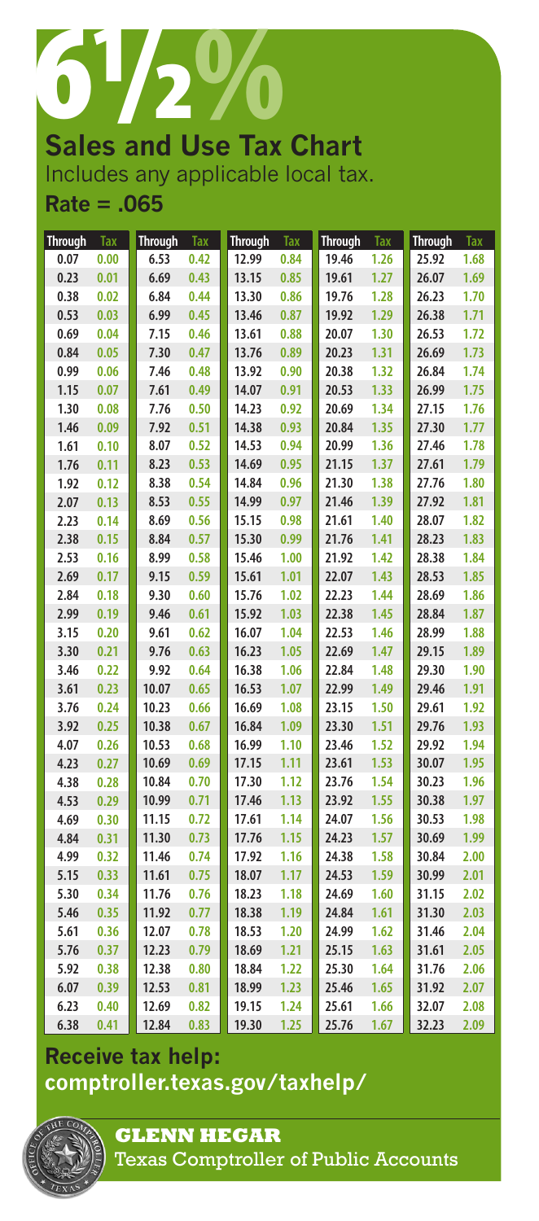# 6½%

## Sales and Use Tax Chart

Includes any applicable local tax.

**Rate = .065**

| Through | Tax | Through | Tax | Through | Tax | Through | Tax | Through | Tax |
|---|---|---|---|---|---|---|---|---|---|
| 0.07 | 0.00 | 6.53 | 0.42 | 12.99 | 0.84 | 19.46 | 1.26 | 25.92 | 1.68 |
| 0.23 | 0.01 | 6.69 | 0.43 | 13.15 | 0.85 | 19.61 | 1.27 | 26.07 | 1.69 |
| 0.38 | 0.02 | 6.84 | 0.44 | 13.30 | 0.86 | 19.76 | 1.28 | 26.23 | 1.70 |
| 0.53 | 0.03 | 6.99 | 0.45 | 13.46 | 0.87 | 19.92 | 1.29 | 26.38 | 1.71 |
| 0.69 | 0.04 | 7.15 | 0.46 | 13.61 | 0.88 | 20.07 | 1.30 | 26.53 | 1.72 |
| 0.84 | 0.05 | 7.30 | 0.47 | 13.76 | 0.89 | 20.23 | 1.31 | 26.69 | 1.73 |
| 0.99 | 0.06 | 7.46 | 0.48 | 13.92 | 0.90 | 20.38 | 1.32 | 26.84 | 1.74 |
| 1.15 | 0.07 | 7.61 | 0.49 | 14.07 | 0.91 | 20.53 | 1.33 | 26.99 | 1.75 |
| 1.30 | 0.08 | 7.76 | 0.50 | 14.23 | 0.92 | 20.69 | 1.34 | 27.15 | 1.76 |
| 1.46 | 0.09 | 7.92 | 0.51 | 14.38 | 0.93 | 20.84 | 1.35 | 27.30 | 1.77 |
| 1.61 | 0.10 | 8.07 | 0.52 | 14.53 | 0.94 | 20.99 | 1.36 | 27.46 | 1.78 |
| 1.76 | 0.11 | 8.23 | 0.53 | 14.69 | 0.95 | 21.15 | 1.37 | 27.61 | 1.79 |
| 1.92 | 0.12 | 8.38 | 0.54 | 14.84 | 0.96 | 21.30 | 1.38 | 27.76 | 1.80 |
| 2.07 | 0.13 | 8.53 | 0.55 | 14.99 | 0.97 | 21.46 | 1.39 | 27.92 | 1.81 |
| 2.23 | 0.14 | 8.69 | 0.56 | 15.15 | 0.98 | 21.61 | 1.40 | 28.07 | 1.82 |
| 2.38 | 0.15 | 8.84 | 0.57 | 15.30 | 0.99 | 21.76 | 1.41 | 28.23 | 1.83 |
| 2.53 | 0.16 | 8.99 | 0.58 | 15.46 | 1.00 | 21.92 | 1.42 | 28.38 | 1.84 |
| 2.69 | 0.17 | 9.15 | 0.59 | 15.61 | 1.01 | 22.07 | 1.43 | 28.53 | 1.85 |
| 2.84 | 0.18 | 9.30 | 0.60 | 15.76 | 1.02 | 22.23 | 1.44 | 28.69 | 1.86 |
| 2.99 | 0.19 | 9.46 | 0.61 | 15.92 | 1.03 | 22.38 | 1.45 | 28.84 | 1.87 |
| 3.15 | 0.20 | 9.61 | 0.62 | 16.07 | 1.04 | 22.53 | 1.46 | 28.99 | 1.88 |
| 3.30 | 0.21 | 9.76 | 0.63 | 16.23 | 1.05 | 22.69 | 1.47 | 29.15 | 1.89 |
| 3.46 | 0.22 | 9.92 | 0.64 | 16.38 | 1.06 | 22.84 | 1.48 | 29.30 | 1.90 |
| 3.61 | 0.23 | 10.07 | 0.65 | 16.53 | 1.07 | 22.99 | 1.49 | 29.46 | 1.91 |
| 3.76 | 0.24 | 10.23 | 0.66 | 16.69 | 1.08 | 23.15 | 1.50 | 29.61 | 1.92 |
| 3.92 | 0.25 | 10.38 | 0.67 | 16.84 | 1.09 | 23.30 | 1.51 | 29.76 | 1.93 |
| 4.07 | 0.26 | 10.53 | 0.68 | 16.99 | 1.10 | 23.46 | 1.52 | 29.92 | 1.94 |
| 4.23 | 0.27 | 10.69 | 0.69 | 17.15 | 1.11 | 23.61 | 1.53 | 30.07 | 1.95 |
| 4.38 | 0.28 | 10.84 | 0.70 | 17.30 | 1.12 | 23.76 | 1.54 | 30.23 | 1.96 |
| 4.53 | 0.29 | 10.99 | 0.71 | 17.46 | 1.13 | 23.92 | 1.55 | 30.38 | 1.97 |
| 4.69 | 0.30 | 11.15 | 0.72 | 17.61 | 1.14 | 24.07 | 1.56 | 30.53 | 1.98 |
| 4.84 | 0.31 | 11.30 | 0.73 | 17.76 | 1.15 | 24.23 | 1.57 | 30.69 | 1.99 |
| 4.99 | 0.32 | 11.46 | 0.74 | 17.92 | 1.16 | 24.38 | 1.58 | 30.84 | 2.00 |
| 5.15 | 0.33 | 11.61 | 0.75 | 18.07 | 1.17 | 24.53 | 1.59 | 30.99 | 2.01 |
| 5.30 | 0.34 | 11.76 | 0.76 | 18.23 | 1.18 | 24.69 | 1.60 | 31.15 | 2.02 |
| 5.46 | 0.35 | 11.92 | 0.77 | 18.38 | 1.19 | 24.84 | 1.61 | 31.30 | 2.03 |
| 5.61 | 0.36 | 12.07 | 0.78 | 18.53 | 1.20 | 24.99 | 1.62 | 31.46 | 2.04 |
| 5.76 | 0.37 | 12.23 | 0.79 | 18.69 | 1.21 | 25.15 | 1.63 | 31.61 | 2.05 |
| 5.92 | 0.38 | 12.38 | 0.80 | 18.84 | 1.22 | 25.30 | 1.64 | 31.76 | 2.06 |
| 6.07 | 0.39 | 12.53 | 0.81 | 18.99 | 1.23 | 25.46 | 1.65 | 31.92 | 2.07 |
| 6.23 | 0.40 | 12.69 | 0.82 | 19.15 | 1.24 | 25.61 | 1.66 | 32.07 | 2.08 |
| 6.38 | 0.41 | 12.84 | 0.83 | 19.30 | 1.25 | 25.76 | 1.67 | 32.23 | 2.09 |

**Receive tax help:**
**comptroller.texas.gov/taxhelp/**

**GLENN HEGAR**
Texas Comptroller of Public Accounts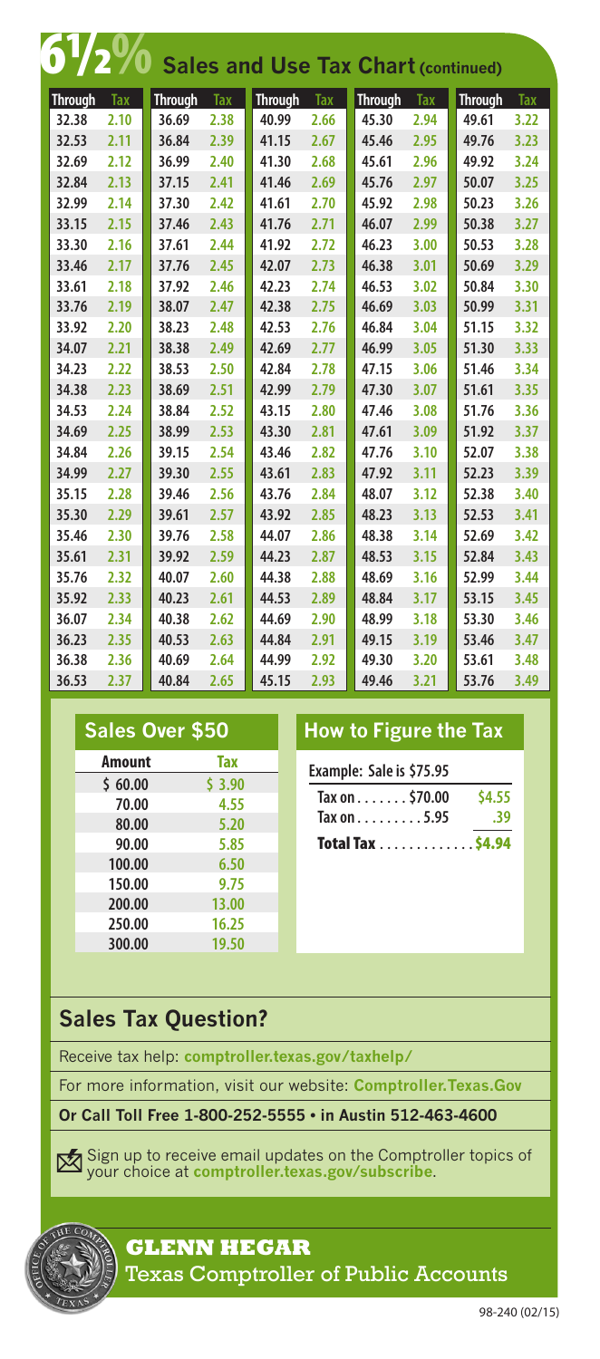# 6½% Sales and Use Tax Chart (continued)

| Through | Tax | Through | Tax | Through | Tax | Through | Tax | Through | Tax |
|---|---|---|---|---|---|---|---|---|---|
| 32.38 | 2.10 | 36.69 | 2.38 | 40.99 | 2.66 | 45.30 | 2.94 | 49.61 | 3.22 |
| 32.53 | 2.11 | 36.84 | 2.39 | 41.15 | 2.67 | 45.46 | 2.95 | 49.76 | 3.23 |
| 32.69 | 2.12 | 36.99 | 2.40 | 41.30 | 2.68 | 45.61 | 2.96 | 49.92 | 3.24 |
| 32.84 | 2.13 | 37.15 | 2.41 | 41.46 | 2.69 | 45.76 | 2.97 | 50.07 | 3.25 |
| 32.99 | 2.14 | 37.30 | 2.42 | 41.61 | 2.70 | 45.92 | 2.98 | 50.23 | 3.26 |
| 33.15 | 2.15 | 37.46 | 2.43 | 41.76 | 2.71 | 46.07 | 2.99 | 50.38 | 3.27 |
| 33.30 | 2.16 | 37.61 | 2.44 | 41.92 | 2.72 | 46.23 | 3.00 | 50.53 | 3.28 |
| 33.46 | 2.17 | 37.76 | 2.45 | 42.07 | 2.73 | 46.38 | 3.01 | 50.69 | 3.29 |
| 33.61 | 2.18 | 37.92 | 2.46 | 42.23 | 2.74 | 46.53 | 3.02 | 50.84 | 3.30 |
| 33.76 | 2.19 | 38.07 | 2.47 | 42.38 | 2.75 | 46.69 | 3.03 | 50.99 | 3.31 |
| 33.92 | 2.20 | 38.23 | 2.48 | 42.53 | 2.76 | 46.84 | 3.04 | 51.15 | 3.32 |
| 34.07 | 2.21 | 38.38 | 2.49 | 42.69 | 2.77 | 46.99 | 3.05 | 51.30 | 3.33 |
| 34.23 | 2.22 | 38.53 | 2.50 | 42.84 | 2.78 | 47.15 | 3.06 | 51.46 | 3.34 |
| 34.38 | 2.23 | 38.69 | 2.51 | 42.99 | 2.79 | 47.30 | 3.07 | 51.61 | 3.35 |
| 34.53 | 2.24 | 38.84 | 2.52 | 43.15 | 2.80 | 47.46 | 3.08 | 51.76 | 3.36 |
| 34.69 | 2.25 | 38.99 | 2.53 | 43.30 | 2.81 | 47.61 | 3.09 | 51.92 | 3.37 |
| 34.84 | 2.26 | 39.15 | 2.54 | 43.46 | 2.82 | 47.76 | 3.10 | 52.07 | 3.38 |
| 34.99 | 2.27 | 39.30 | 2.55 | 43.61 | 2.83 | 47.92 | 3.11 | 52.23 | 3.39 |
| 35.15 | 2.28 | 39.46 | 2.56 | 43.76 | 2.84 | 48.07 | 3.12 | 52.38 | 3.40 |
| 35.30 | 2.29 | 39.61 | 2.57 | 43.92 | 2.85 | 48.23 | 3.13 | 52.53 | 3.41 |
| 35.46 | 2.30 | 39.76 | 2.58 | 44.07 | 2.86 | 48.38 | 3.14 | 52.69 | 3.42 |
| 35.61 | 2.31 | 39.92 | 2.59 | 44.23 | 2.87 | 48.53 | 3.15 | 52.84 | 3.43 |
| 35.76 | 2.32 | 40.07 | 2.60 | 44.38 | 2.88 | 48.69 | 3.16 | 52.99 | 3.44 |
| 35.92 | 2.33 | 40.23 | 2.61 | 44.53 | 2.89 | 48.84 | 3.17 | 53.15 | 3.45 |
| 36.07 | 2.34 | 40.38 | 2.62 | 44.69 | 2.90 | 48.99 | 3.18 | 53.30 | 3.46 |
| 36.23 | 2.35 | 40.53 | 2.63 | 44.84 | 2.91 | 49.15 | 3.19 | 53.46 | 3.47 |
| 36.38 | 2.36 | 40.69 | 2.64 | 44.99 | 2.92 | 49.30 | 3.20 | 53.61 | 3.48 |
| 36.53 | 2.37 | 40.84 | 2.65 | 45.15 | 2.93 | 49.46 | 3.21 | 53.76 | 3.49 |

## Sales Over $50

| Amount | Tax |
|---|---|
| $ 60.00 | $ 3.90 |
| 70.00 | 4.55 |
| 80.00 | 5.20 |
| 90.00 | 5.85 |
| 100.00 | 6.50 |
| 150.00 | 9.75 |
| 200.00 | 13.00 |
| 250.00 | 16.25 |
| 300.00 | 19.50 |

## How to Figure the Tax

**Example: Sale is $75.95**

| | |
|---|---|
| Tax on . . . . . . . $70.00 | $4.55 |
| Tax on . . . . . . . . . 5.95 | .39 |
| **Total Tax . . . . . . . . . . . . .** | **$4.94** |

## Sales Tax Question?

Receive tax help: **comptroller.texas.gov/taxhelp/**

For more information, visit our website: **Comptroller.Texas.Gov**

**Or Call Toll Free 1-800-252-5555 • in Austin 512-463-4600**

Sign up to receive email updates on the Comptroller topics of your choice at **comptroller.texas.gov/subscribe**.

**GLENN HEGAR**

Texas Comptroller of Public Accounts

98-240 (02/15)